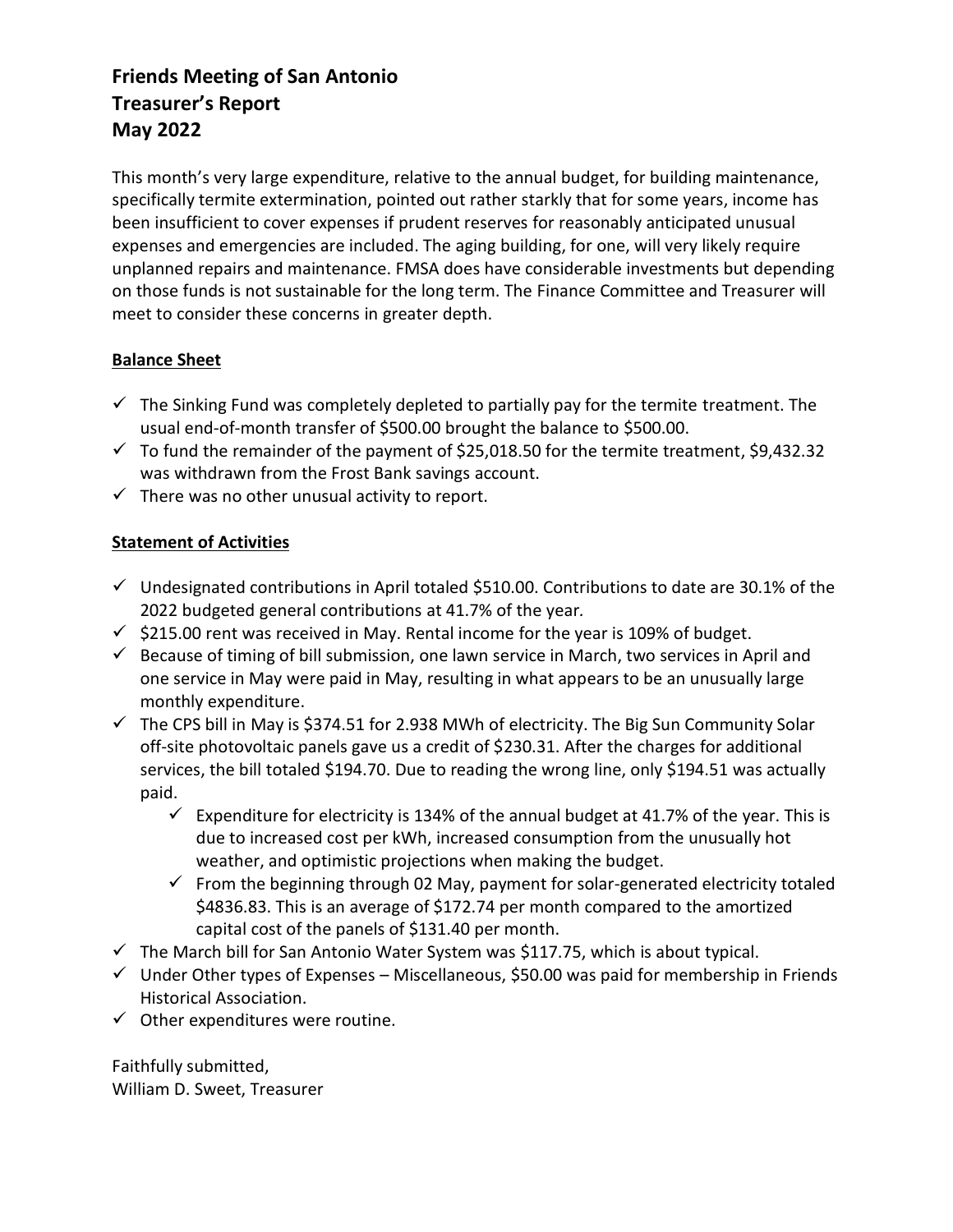# Friends Meeting of San Antonio
# Treasurer's Report
# May 2022

This month's very large expenditure, relative to the annual budget, for building maintenance, specifically termite extermination, pointed out rather starkly that for some years, income has been insufficient to cover expenses if prudent reserves for reasonably anticipated unusual expenses and emergencies are included. The aging building, for one, will very likely require unplanned repairs and maintenance. FMSA does have considerable investments but depending on those funds is not sustainable for the long term. The Finance Committee and Treasurer will meet to consider these concerns in greater depth.

## Balance Sheet

- ✓ The Sinking Fund was completely depleted to partially pay for the termite treatment. The usual end-of-month transfer of $500.00 brought the balance to $500.00.
- ✓ To fund the remainder of the payment of $25,018.50 for the termite treatment, $9,432.32 was withdrawn from the Frost Bank savings account.
- ✓ There was no other unusual activity to report.

## Statement of Activities

- ✓ Undesignated contributions in April totaled $510.00. Contributions to date are 30.1% of the 2022 budgeted general contributions at 41.7% of the year.
- ✓ $215.00 rent was received in May. Rental income for the year is 109% of budget.
- ✓ Because of timing of bill submission, one lawn service in March, two services in April and one service in May were paid in May, resulting in what appears to be an unusually large monthly expenditure.
- ✓ The CPS bill in May is $374.51 for 2.938 MWh of electricity. The Big Sun Community Solar off-site photovoltaic panels gave us a credit of $230.31. After the charges for additional services, the bill totaled $194.70. Due to reading the wrong line, only $194.51 was actually paid.
  - ✓ Expenditure for electricity is 134% of the annual budget at 41.7% of the year. This is due to increased cost per kWh, increased consumption from the unusually hot weather, and optimistic projections when making the budget.
  - ✓ From the beginning through 02 May, payment for solar-generated electricity totaled $4836.83. This is an average of $172.74 per month compared to the amortized capital cost of the panels of $131.40 per month.
- ✓ The March bill for San Antonio Water System was $117.75, which is about typical.
- ✓ Under Other types of Expenses – Miscellaneous, $50.00 was paid for membership in Friends Historical Association.
- ✓ Other expenditures were routine.

Faithfully submitted,
William D. Sweet, Treasurer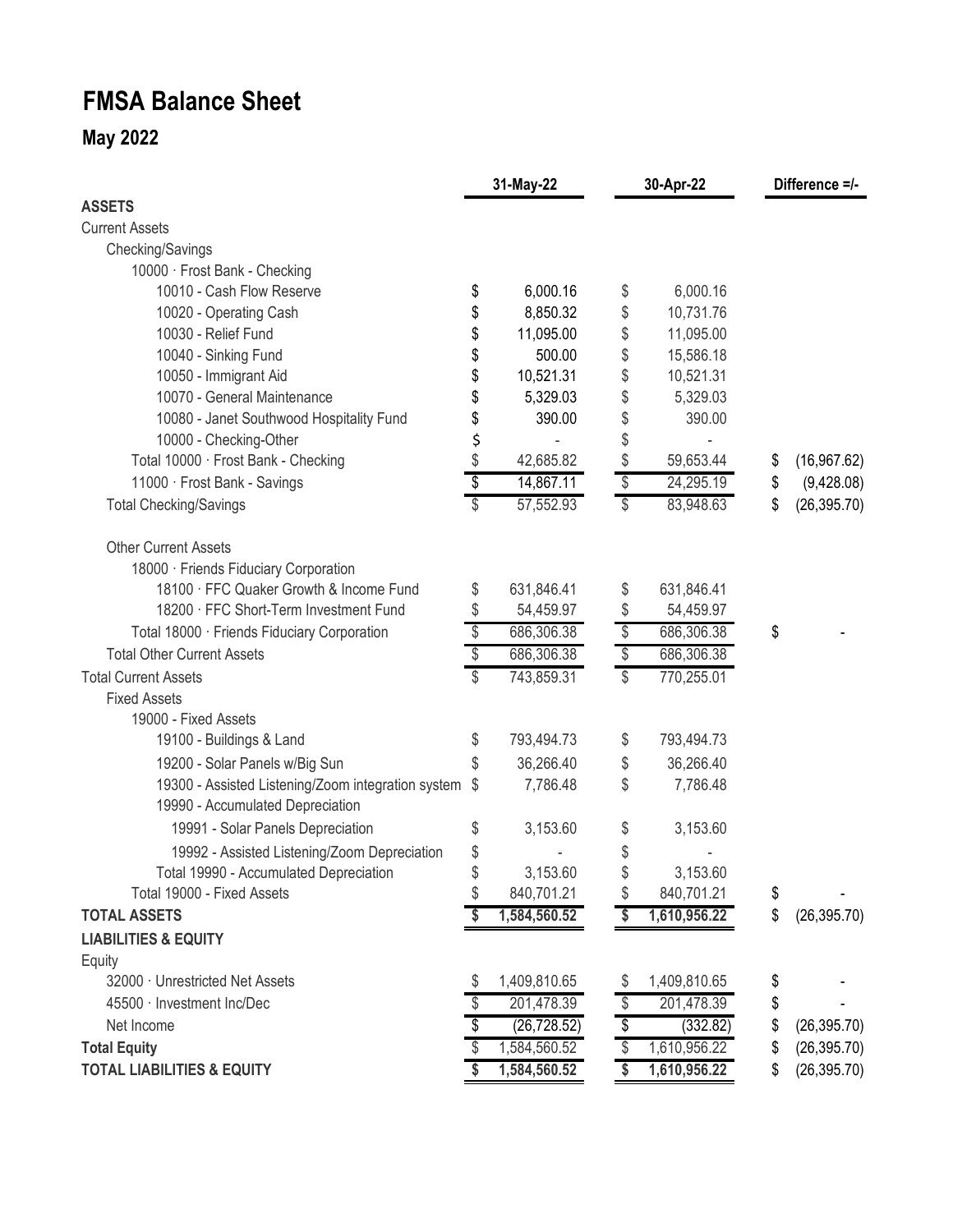# FMSA Balance Sheet

## May 2022

| | 31-May-22 | 30-Apr-22 | Difference =/- |
|---|---|---|---|
| **ASSETS** | | | |
| Current Assets | | | |
| Checking/Savings | | | |
| 10000 · Frost Bank - Checking | | | |
| 10010 - Cash Flow Reserve | $ 6,000.16 | $ 6,000.16 | |
| 10020 - Operating Cash | $ 8,850.32 | $ 10,731.76 | |
| 10030 - Relief Fund | $ 11,095.00 | $ 11,095.00 | |
| 10040 - Sinking Fund | $ 500.00 | $ 15,586.18 | |
| 10050 - Immigrant Aid | $ 10,521.31 | $ 10,521.31 | |
| 10070 - General Maintenance | $ 5,329.03 | $ 5,329.03 | |
| 10080 - Janet Southwood Hospitality Fund | $ 390.00 | $ 390.00 | |
| 10000 - Checking-Other | $ - | $ - | |
| Total 10000 · Frost Bank - Checking | $ 42,685.82 | $ 59,653.44 | $ (16,967.62) |
| 11000 · Frost Bank - Savings | $ 14,867.11 | $ 24,295.19 | $ (9,428.08) |
| Total Checking/Savings | $ 57,552.93 | $ 83,948.63 | $ (26,395.70) |
| Other Current Assets | | | |
| 18000 · Friends Fiduciary Corporation | | | |
| 18100 · FFC Quaker Growth & Income Fund | $ 631,846.41 | $ 631,846.41 | |
| 18200 · FFC Short-Term Investment Fund | $ 54,459.97 | $ 54,459.97 | |
| Total 18000 · Friends Fiduciary Corporation | $ 686,306.38 | $ 686,306.38 | $ - |
| Total Other Current Assets | $ 686,306.38 | $ 686,306.38 | |
| Total Current Assets | $ 743,859.31 | $ 770,255.01 | |
| Fixed Assets | | | |
| 19000 - Fixed Assets | | | |
| 19100 - Buildings & Land | $ 793,494.73 | $ 793,494.73 | |
| 19200 - Solar Panels w/Big Sun | $ 36,266.40 | $ 36,266.40 | |
| 19300 - Assisted Listening/Zoom integration system | $ 7,786.48 | $ 7,786.48 | |
| 19990 - Accumulated Depreciation | | | |
| 19991 - Solar Panels Depreciation | $ 3,153.60 | $ 3,153.60 | |
| 19992 - Assisted Listening/Zoom Depreciation | $ - | $ - | |
| Total 19990 - Accumulated Depreciation | $ 3,153.60 | $ 3,153.60 | |
| Total 19000 - Fixed Assets | $ 840,701.21 | $ 840,701.21 | $ - |
| **TOTAL ASSETS** | **$ 1,584,560.52** | **$ 1,610,956.22** | $ (26,395.70) |
| **LIABILITIES & EQUITY** | | | |
| Equity | | | |
| 32000 · Unrestricted Net Assets | $ 1,409,810.65 | $ 1,409,810.65 | $ - |
| 45500 · Investment Inc/Dec | $ 201,478.39 | $ 201,478.39 | $ - |
| Net Income | $ (26,728.52) | $ (332.82) | $ (26,395.70) |
| **Total Equity** | $ 1,584,560.52 | $ 1,610,956.22 | $ (26,395.70) |
| **TOTAL LIABILITIES & EQUITY** | **$ 1,584,560.52** | **$ 1,610,956.22** | $ (26,395.70) |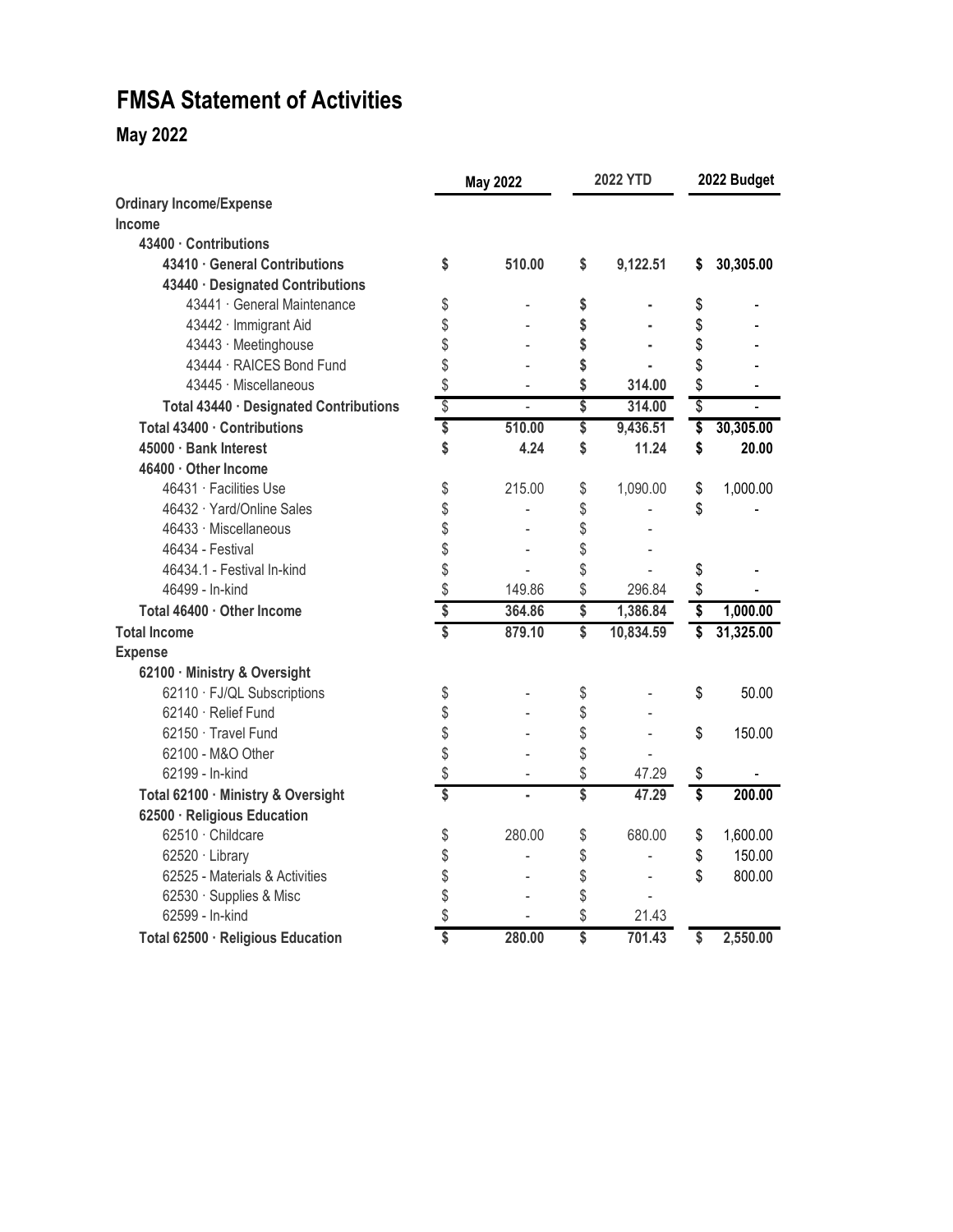# FMSA Statement of Activities

## May 2022

| | May 2022 | 2022 YTD | 2022 Budget |
|---|---|---|---|
| **Ordinary Income/Expense** | | | |
| **Income** | | | |
| **43400 · Contributions** | | | |
| **43410 · General Contributions** | **$ 510.00** | **$ 9,122.51** | **$ 30,305.00** |
| **43440 · Designated Contributions** | | | |
| 43441 · General Maintenance | $ - | $ - | $ - |
| 43442 · Immigrant Aid | $ - | $ - | $ - |
| 43443 · Meetinghouse | $ - | $ - | $ - |
| 43444 · RAICES Bond Fund | $ - | $ - | $ - |
| 43445 · Miscellaneous | $ - | $ 314.00 | $ - |
| **Total 43440 · Designated Contributions** | $ - | **$ 314.00** | $ - |
| **Total 43400 · Contributions** | **$ 510.00** | **$ 9,436.51** | **$ 30,305.00** |
| **45000 · Bank Interest** | **$ 4.24** | **$ 11.24** | **$ 20.00** |
| **46400 · Other Income** | | | |
| 46431 · Facilities Use | $ 215.00 | $ 1,090.00 | $ 1,000.00 |
| 46432 · Yard/Online Sales | $ - | $ - | $ - |
| 46433 · Miscellaneous | $ - | $ - | |
| 46434 - Festival | $ - | $ - | |
| 46434.1 - Festival In-kind | $ - | $ - | $ - |
| 46499 - In-kind | $ 149.86 | $ 296.84 | $ - |
| **Total 46400 · Other Income** | **$ 364.86** | **$ 1,386.84** | **$ 1,000.00** |
| **Total Income** | **$ 879.10** | **$ 10,834.59** | **$ 31,325.00** |
| **Expense** | | | |
| **62100 · Ministry & Oversight** | | | |
| 62110 · FJ/QL Subscriptions | $ - | $ - | $ 50.00 |
| 62140 · Relief Fund | $ - | $ - | |
| 62150 · Travel Fund | $ - | $ - | $ 150.00 |
| 62100 - M&O Other | $ - | $ - | |
| 62199 - In-kind | $ - | $ 47.29 | $ - |
| **Total 62100 · Ministry & Oversight** | **$ -** | **$ 47.29** | **$ 200.00** |
| **62500 · Religious Education** | | | |
| 62510 · Childcare | $ 280.00 | $ 680.00 | $ 1,600.00 |
| 62520 · Library | $ - | $ - | $ 150.00 |
| 62525 - Materials & Activities | $ - | $ - | $ 800.00 |
| 62530 · Supplies & Misc | $ - | $ - | |
| 62599 - In-kind | $ - | $ 21.43 | |
| **Total 62500 · Religious Education** | **$ 280.00** | **$ 701.43** | **$ 2,550.00** |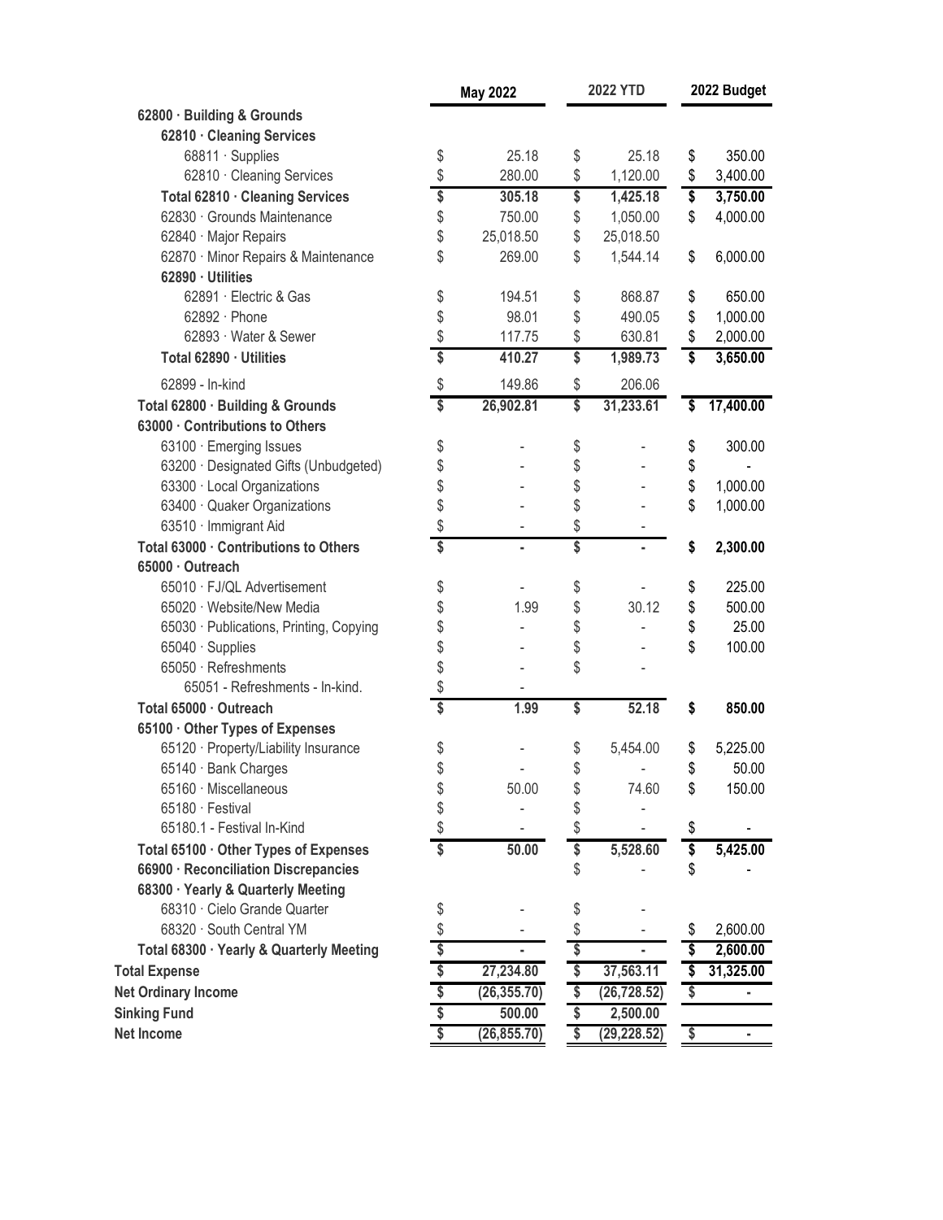| | May 2022 | 2022 YTD | 2022 Budget |
|---|---|---|---|
| **62800 · Building & Grounds** | | | |
| **62810 · Cleaning Services** | | | |
| 68811 · Supplies | $ 25.18 | $ 25.18 | $ 350.00 |
| 62810 · Cleaning Services | $ 280.00 | $ 1,120.00 | $ 3,400.00 |
| **Total 62810 · Cleaning Services** | **$ 305.18** | **$ 1,425.18** | **$ 3,750.00** |
| 62830 · Grounds Maintenance | $ 750.00 | $ 1,050.00 | $ 4,000.00 |
| 62840 · Major Repairs | $ 25,018.50 | $ 25,018.50 | |
| 62870 · Minor Repairs & Maintenance | $ 269.00 | $ 1,544.14 | $ 6,000.00 |
| **62890 · Utilities** | | | |
| 62891 · Electric & Gas | $ 194.51 | $ 868.87 | $ 650.00 |
| 62892 · Phone | $ 98.01 | $ 490.05 | $ 1,000.00 |
| 62893 · Water & Sewer | $ 117.75 | $ 630.81 | $ 2,000.00 |
| **Total 62890 · Utilities** | **$ 410.27** | **$ 1,989.73** | **$ 3,650.00** |
| 62899 - In-kind | $ 149.86 | $ 206.06 | |
| **Total 62800 · Building & Grounds** | **$ 26,902.81** | **$ 31,233.61** | **$ 17,400.00** |
| **63000 · Contributions to Others** | | | |
| 63100 · Emerging Issues | $ - | $ - | $ 300.00 |
| 63200 · Designated Gifts (Unbudgeted) | $ - | $ - | $ - |
| 63300 · Local Organizations | $ - | $ - | $ 1,000.00 |
| 63400 · Quaker Organizations | $ - | $ - | $ 1,000.00 |
| 63510 · Immigrant Aid | $ - | $ - | |
| **Total 63000 · Contributions to Others** | **$ -** | **$ -** | **$ 2,300.00** |
| **65000 · Outreach** | | | |
| 65010 · FJ/QL Advertisement | $ - | $ - | $ 225.00 |
| 65020 · Website/New Media | $ 1.99 | $ 30.12 | $ 500.00 |
| 65030 · Publications, Printing, Copying | $ - | $ - | $ 25.00 |
| 65040 · Supplies | $ - | $ - | $ 100.00 |
| 65050 · Refreshments | $ - | $ - | |
| 65051 - Refreshments - In-kind. | $ - | | |
| **Total 65000 · Outreach** | **$ 1.99** | **$ 52.18** | **$ 850.00** |
| **65100 · Other Types of Expenses** | | | |
| 65120 · Property/Liability Insurance | $ - | $ 5,454.00 | $ 5,225.00 |
| 65140 · Bank Charges | $ - | $ - | $ 50.00 |
| 65160 · Miscellaneous | $ 50.00 | $ 74.60 | $ 150.00 |
| 65180 · Festival | $ - | $ - | |
| 65180.1 - Festival In-Kind | $ - | $ - | $ - |
| **Total 65100 · Other Types of Expenses** | **$ 50.00** | **$ 5,528.60** | **$ 5,425.00** |
| **66900 · Reconciliation Discrepancies** | | $ - | $ - |
| **68300 · Yearly & Quarterly Meeting** | | | |
| 68310 · Cielo Grande Quarter | $ - | $ - | |
| 68320 · South Central YM | $ - | $ - | $ 2,600.00 |
| **Total 68300 · Yearly & Quarterly Meeting** | **$ -** | **$ -** | **$ 2,600.00** |
| **Total Expense** | **$ 27,234.80** | **$ 37,563.11** | **$ 31,325.00** |
| **Net Ordinary Income** | **$ (26,355.70)** | **$ (26,728.52)** | **$ -** |
| **Sinking Fund** | **$ 500.00** | **$ 2,500.00** | |
| **Net Income** | **$ (26,855.70)** | **$ (29,228.52)** | **$ -** |